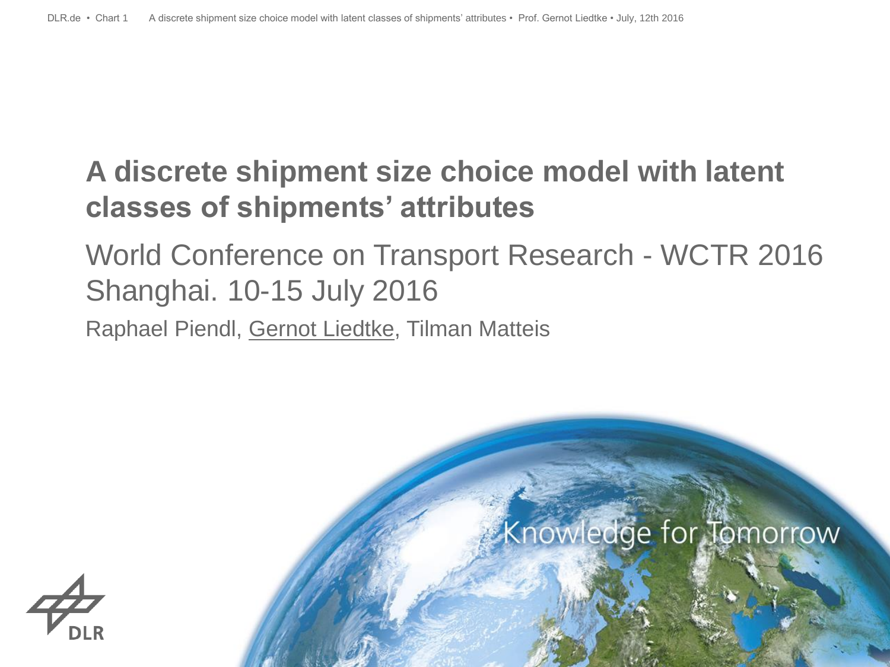# A discrete shipment size choice model with latent classes of shipments' attributes

World Conference on Transport Research - WCTR 2016
Shanghai. 10-15 July 2016

Raphael Piendl, Gernot Liedtke, Tilman Matteis

Knowledge for Tomorrow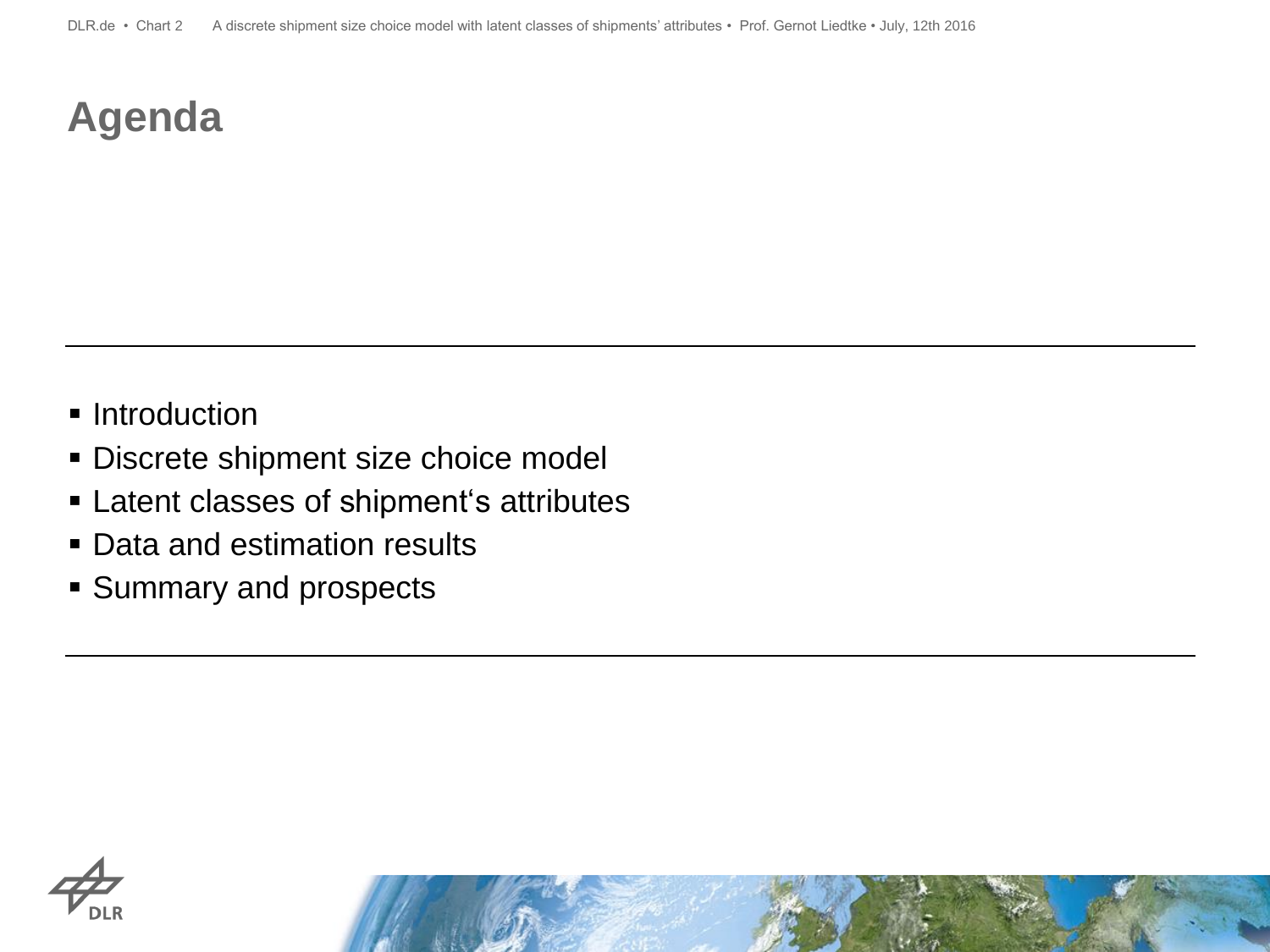# Agenda

- Introduction
- Discrete shipment size choice model
- Latent classes of shipment‘s attributes
- Data and estimation results
- Summary and prospects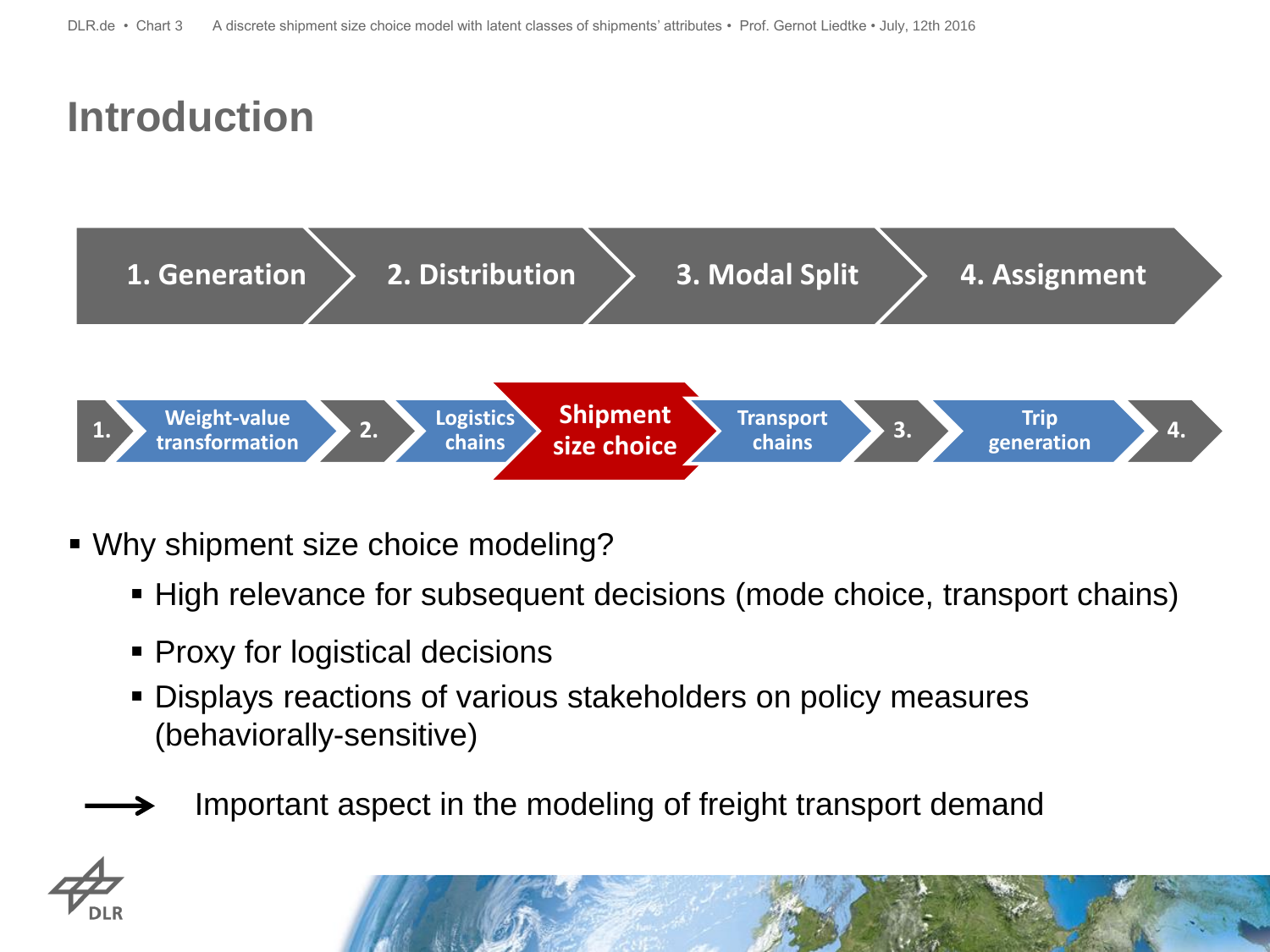# Introduction

1. Generation → 2. Distribution → 3. Modal Split → 4. Assignment

1. → Weight-value transformation → 2. → Logistics chains → **Shipment size choice** → Transport chains → 3. → Trip generation → 4.

- Why shipment size choice modeling?
  - High relevance for subsequent decisions (mode choice, transport chains)
  - Proxy for logistical decisions
  - Displays reactions of various stakeholders on policy measures (behaviorally-sensitive)

→ Important aspect in the modeling of freight transport demand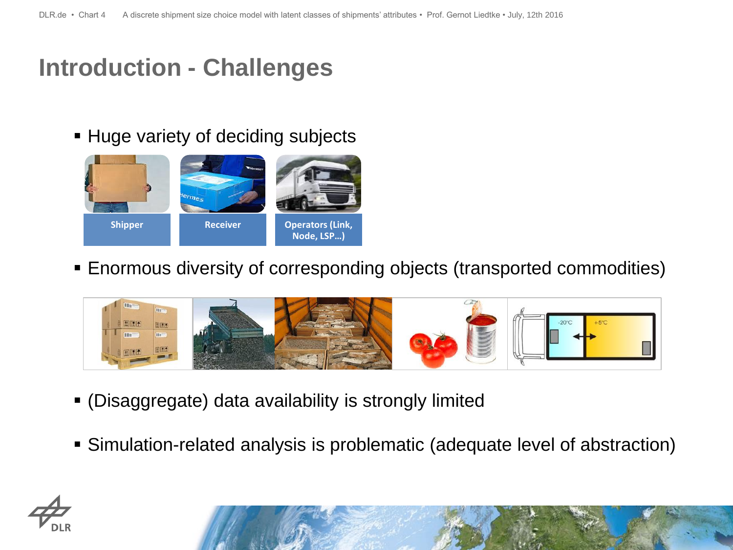# Introduction - Challenges

- Huge variety of deciding subjects

Shipper | Receiver | Operators (Link, Node, LSP...)

- Enormous diversity of corresponding objects (transported commodities)

- (Disaggregate) data availability is strongly limited

- Simulation-related analysis is problematic (adequate level of abstraction)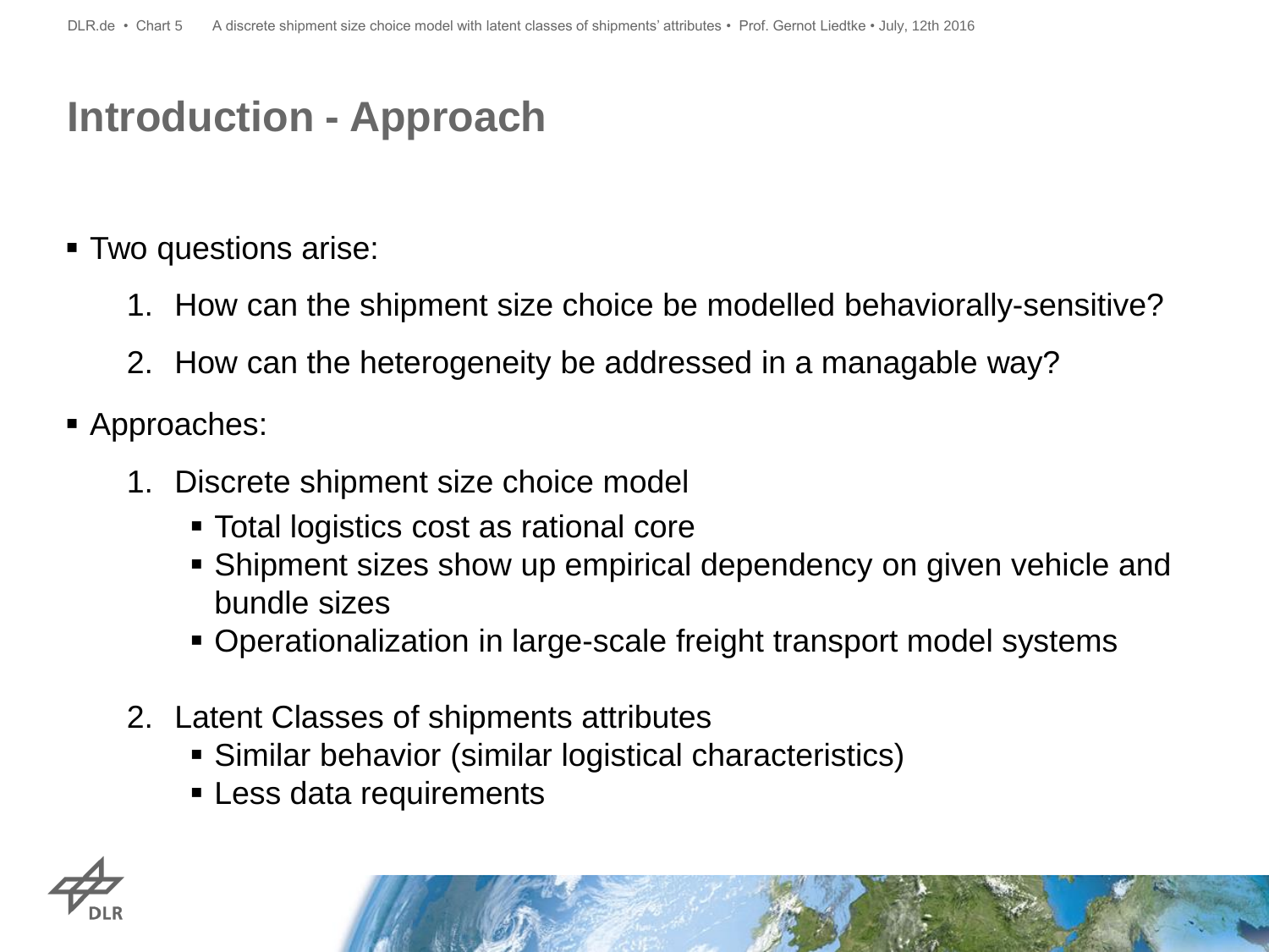# Introduction - Approach

- Two questions arise:
  1. How can the shipment size choice be modelled behaviorally-sensitive?
  2. How can the heterogeneity be addressed in a managable way?
- Approaches:
  1. Discrete shipment size choice model
     - Total logistics cost as rational core
     - Shipment sizes show up empirical dependency on given vehicle and bundle sizes
     - Operationalization in large-scale freight transport model systems
  2. Latent Classes of shipments attributes
     - Similar behavior (similar logistical characteristics)
     - Less data requirements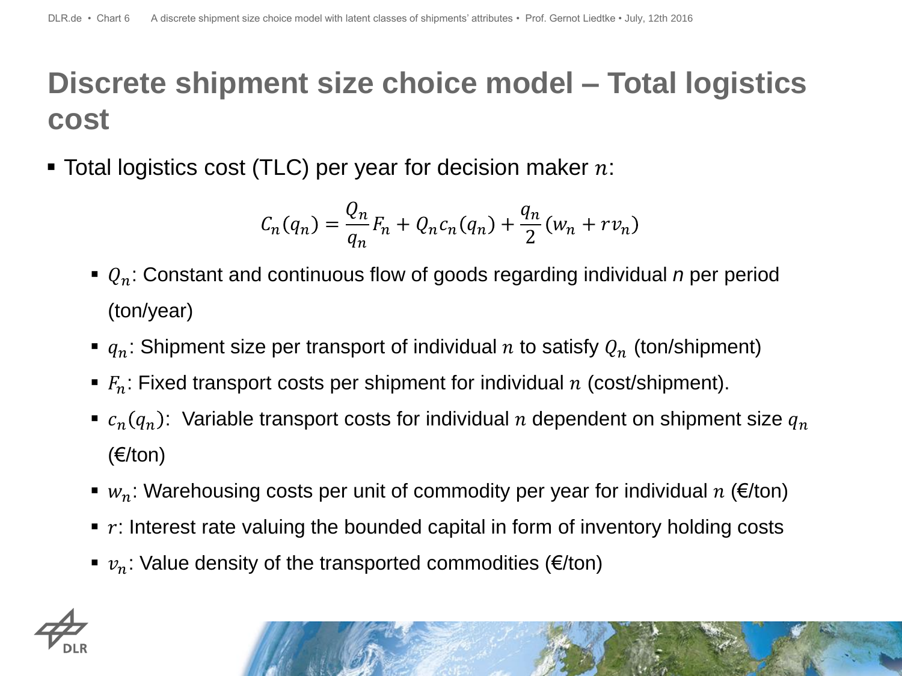# Discrete shipment size choice model – Total logistics cost

- Total logistics cost (TLC) per year for decision maker $n$:

$$C_n(q_n) = \frac{Q_n}{q_n} F_n + Q_n c_n(q_n) + \frac{q_n}{2}(w_n + r v_n)$$

  - $Q_n$: Constant and continuous flow of goods regarding individual *n* per period (ton/year)
  - $q_n$: Shipment size per transport of individual $n$ to satisfy $Q_n$ (ton/shipment)
  - $F_n$: Fixed transport costs per shipment for individual $n$ (cost/shipment).
  - $c_n(q_n)$: Variable transport costs for individual $n$ dependent on shipment size $q_n$ (€/ton)
  - $w_n$: Warehousing costs per unit of commodity per year for individual $n$ (€/ton)
  - $r$: Interest rate valuing the bounded capital in form of inventory holding costs
  - $v_n$: Value density of the transported commodities (€/ton)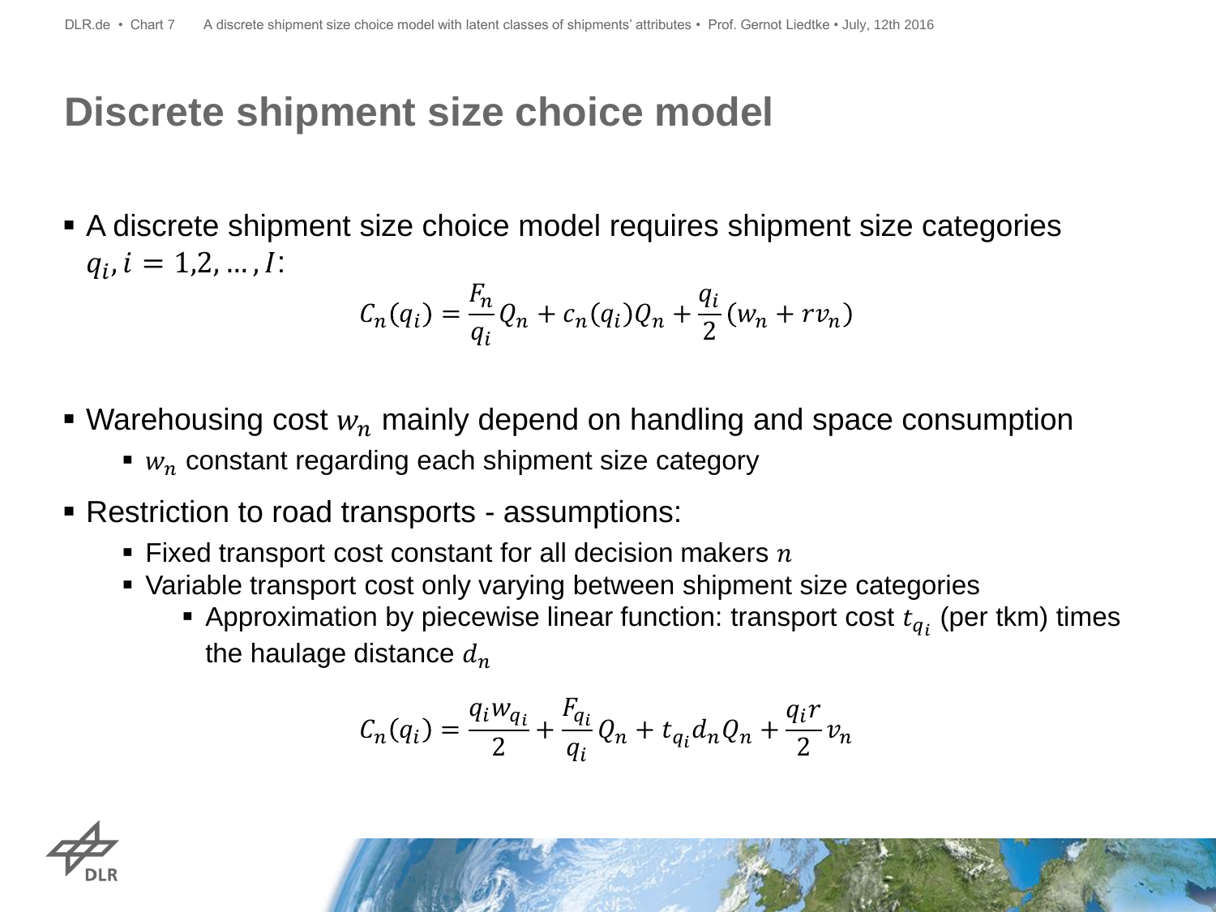# Discrete shipment size choice model

- A discrete shipment size choice model requires shipment size categories $q_i, i = 1,2, \dots, I$:

$$C_n(q_i) = \frac{F_n}{q_i} Q_n + c_n(q_i) Q_n + \frac{q_i}{2}(w_n + r v_n)$$

- Warehousing cost $w_n$ mainly depend on handling and space consumption
  - $w_n$ constant regarding each shipment size category
- Restriction to road transports - assumptions:
  - Fixed transport cost constant for all decision makers $n$
  - Variable transport cost only varying between shipment size categories
    - Approximation by piecewise linear function: transport cost $t_{q_i}$ (per tkm) times the haulage distance $d_n$

$$C_n(q_i) = \frac{q_i w_{q_i}}{2} + \frac{F_{q_i}}{q_i} Q_n + t_{q_i} d_n Q_n + \frac{q_i r}{2} v_n$$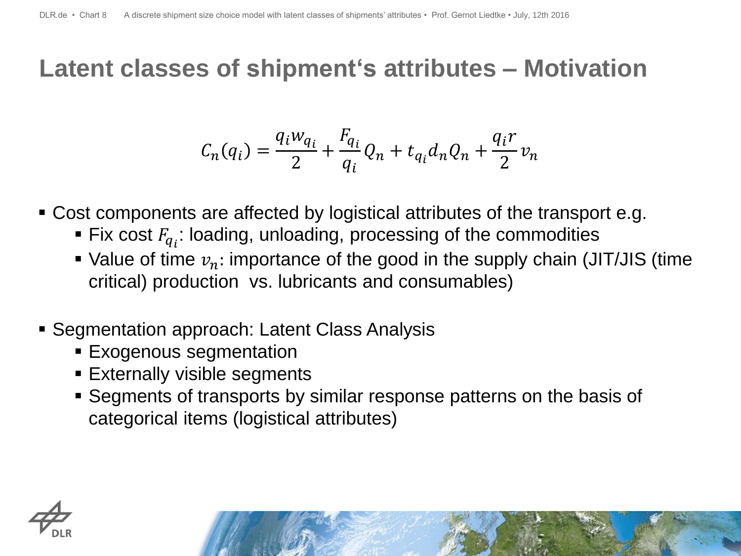# Latent classes of shipment's attributes – Motivation

$$C_n(q_i) = \frac{q_i w_{q_i}}{2} + \frac{F_{q_i}}{q_i} Q_n + t_{q_i} d_n Q_n + \frac{q_i r}{2} v_n$$

- Cost components are affected by logistical attributes of the transport e.g.
  - Fix cost $F_{q_i}$: loading, unloading, processing of the commodities
  - Value of time $v_n$: importance of the good in the supply chain (JIT/JIS (time critical) production vs. lubricants and consumables)

- Segmentation approach: Latent Class Analysis
  - Exogenous segmentation
  - Externally visible segments
  - Segments of transports by similar response patterns on the basis of categorical items (logistical attributes)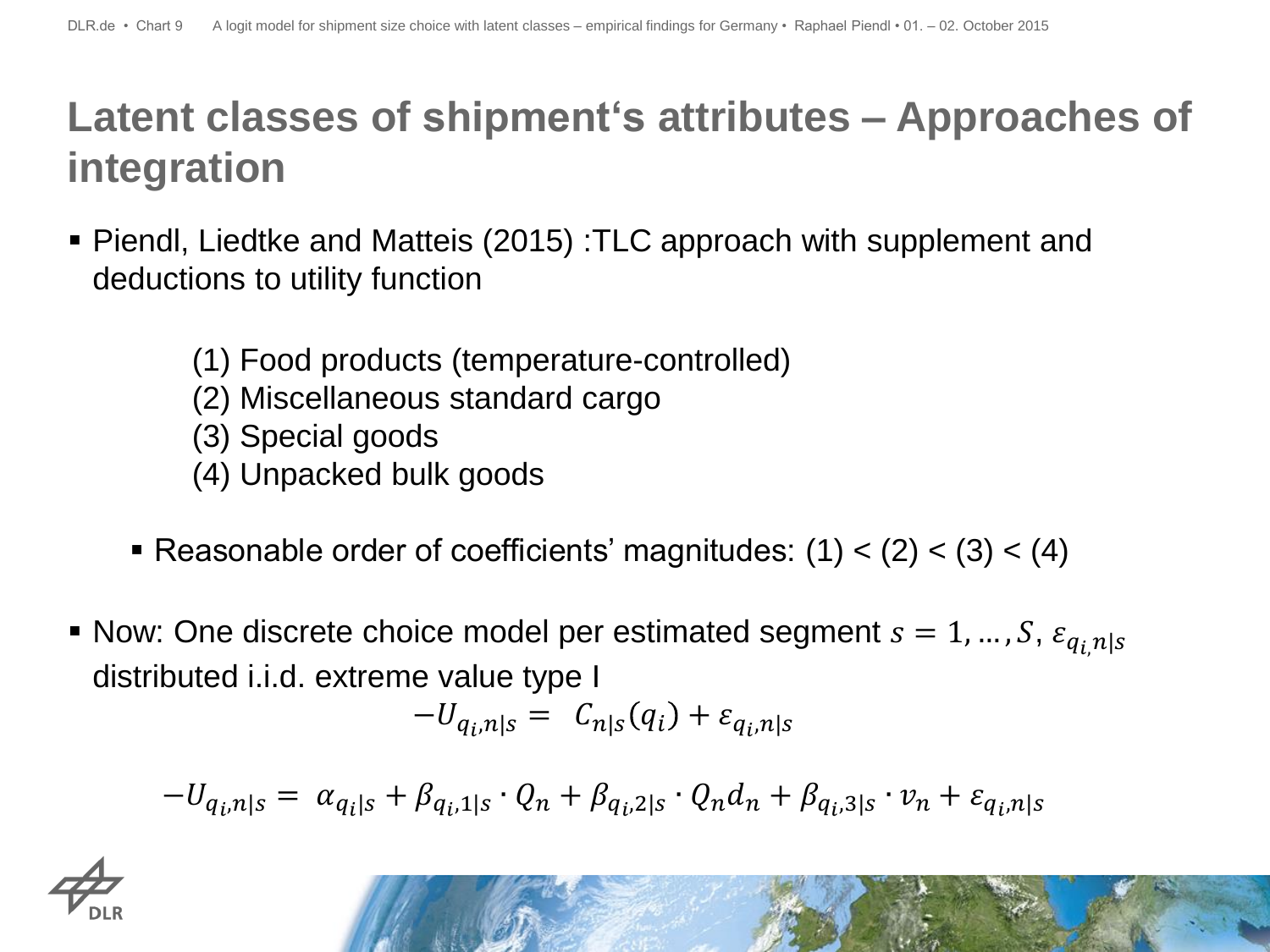# Latent classes of shipment's attributes – Approaches of integration

- Piendl, Liedtke and Matteis (2015) :TLC approach with supplement and deductions to utility function

  (1) Food products (temperature-controlled)
  (2) Miscellaneous standard cargo
  (3) Special goods
  (4) Unpacked bulk goods

  - Reasonable order of coefficients' magnitudes: (1) < (2) < (3) < (4)

- Now: One discrete choice model per estimated segment $s = 1, \ldots, S$, $\varepsilon_{q_i,n|s}$ distributed i.i.d. extreme value type I

$$-U_{q_i,n|s} = C_{n|s}(q_i) + \varepsilon_{q_i,n|s}$$

$$-U_{q_i,n|s} = \alpha_{q_i|s} + \beta_{q_i,1|s} \cdot Q_n + \beta_{q_i,2|s} \cdot Q_n d_n + \beta_{q_i,3|s} \cdot v_n + \varepsilon_{q_i,n|s}$$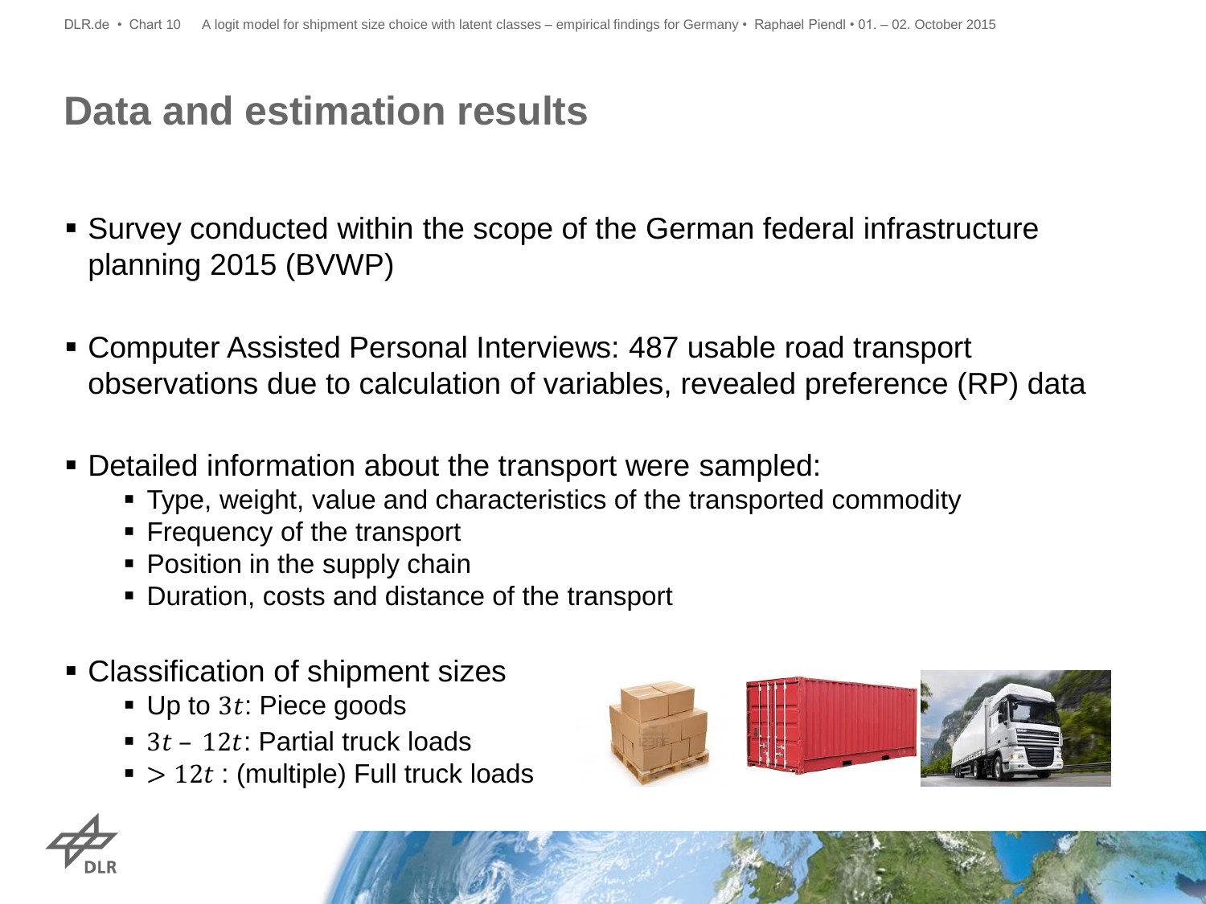# Data and estimation results

- Survey conducted within the scope of the German federal infrastructure planning 2015 (BVWP)
- Computer Assisted Personal Interviews: 487 usable road transport observations due to calculation of variables, revealed preference (RP) data
- Detailed information about the transport were sampled:
  - Type, weight, value and characteristics of the transported commodity
  - Frequency of the transport
  - Position in the supply chain
  - Duration, costs and distance of the transport
- Classification of shipment sizes
  - Up to $3t$: Piece goods
  - $3t$ – $12t$: Partial truck loads
  - $> 12t$ : (multiple) Full truck loads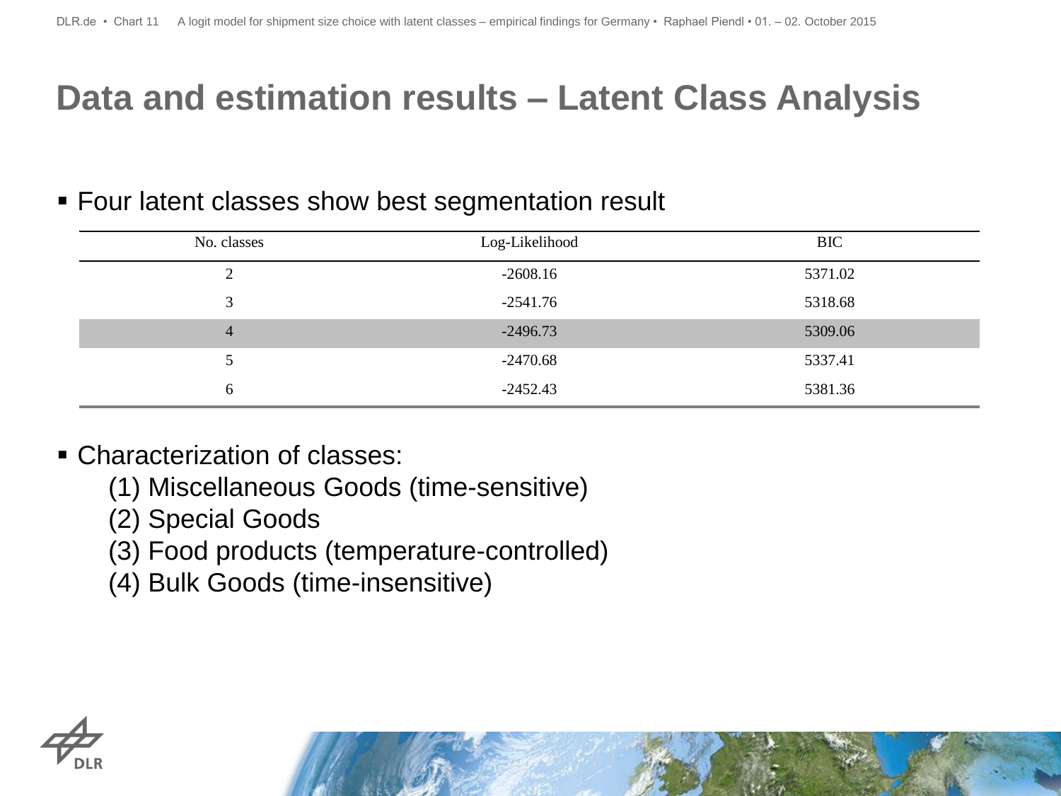# Data and estimation results – Latent Class Analysis

- Four latent classes show best segmentation result

| No. classes | Log-Likelihood | BIC |
|---|---|---|
| 2 | -2608.16 | 5371.02 |
| 3 | -2541.76 | 5318.68 |
| 4 | -2496.73 | 5309.06 |
| 5 | -2470.68 | 5337.41 |
| 6 | -2452.43 | 5381.36 |

- Characterization of classes:
  - (1) Miscellaneous Goods (time-sensitive)
  - (2) Special Goods
  - (3) Food products (temperature-controlled)
  - (4) Bulk Goods (time-insensitive)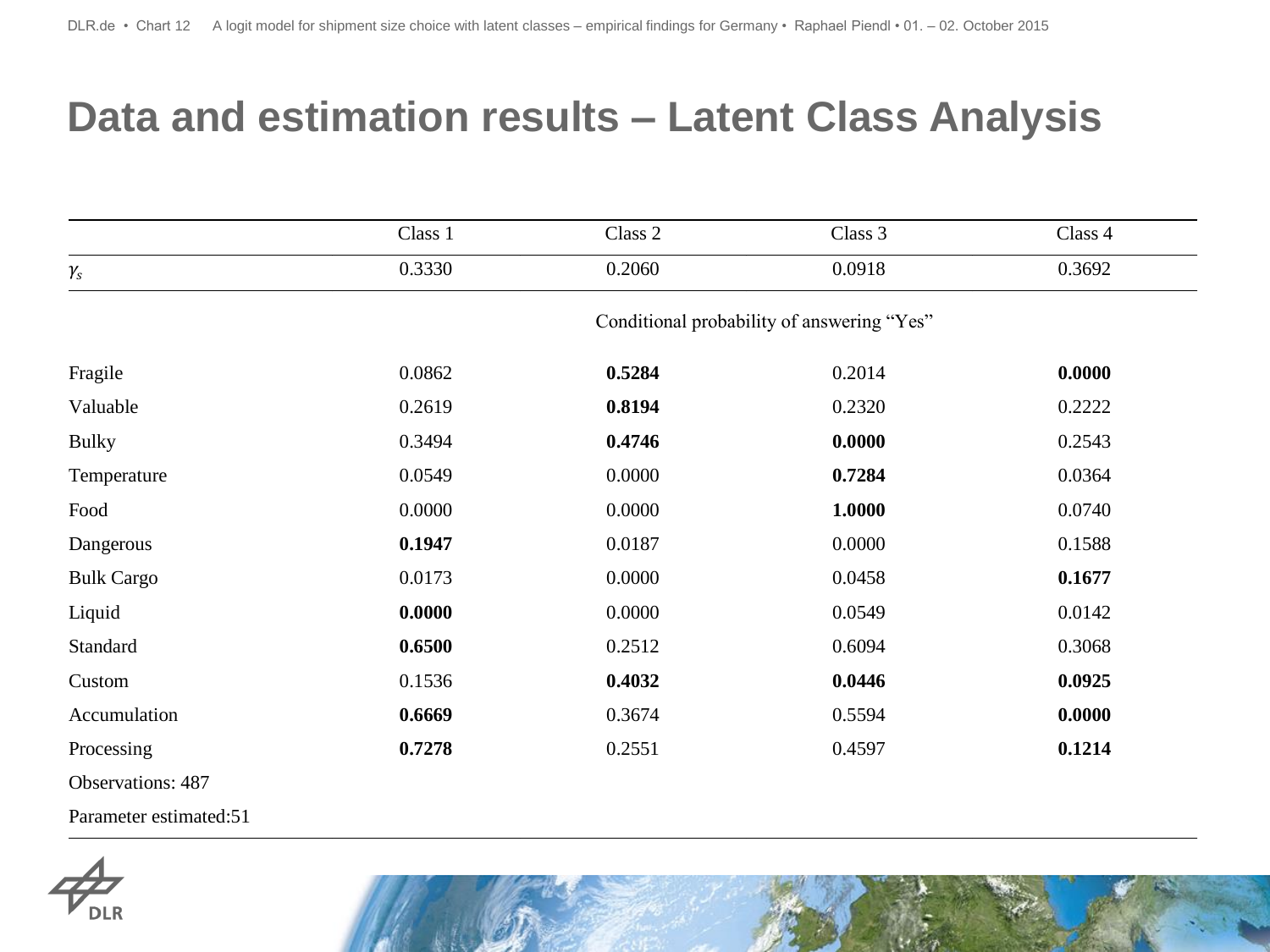# Data and estimation results – Latent Class Analysis

| | Class 1 | Class 2 | Class 3 | Class 4 |
|---|---|---|---|---|
| $\gamma_s$ | 0.3330 | 0.2060 | 0.0918 | 0.3692 |
| | Conditional probability of answering “Yes” | | | |
| Fragile | 0.0862 | **0.5284** | 0.2014 | **0.0000** |
| Valuable | 0.2619 | **0.8194** | 0.2320 | 0.2222 |
| Bulky | 0.3494 | **0.4746** | **0.0000** | 0.2543 |
| Temperature | 0.0549 | 0.0000 | **0.7284** | 0.0364 |
| Food | 0.0000 | 0.0000 | **1.0000** | 0.0740 |
| Dangerous | **0.1947** | 0.0187 | 0.0000 | 0.1588 |
| Bulk Cargo | 0.0173 | 0.0000 | 0.0458 | **0.1677** |
| Liquid | **0.0000** | 0.0000 | 0.0549 | 0.0142 |
| Standard | **0.6500** | 0.2512 | 0.6094 | 0.3068 |
| Custom | 0.1536 | **0.4032** | **0.0446** | **0.0925** |
| Accumulation | **0.6669** | 0.3674 | 0.5594 | **0.0000** |
| Processing | **0.7278** | 0.2551 | 0.4597 | **0.1214** |
| Observations: 487 | | | | |
| Parameter estimated:51 | | | | |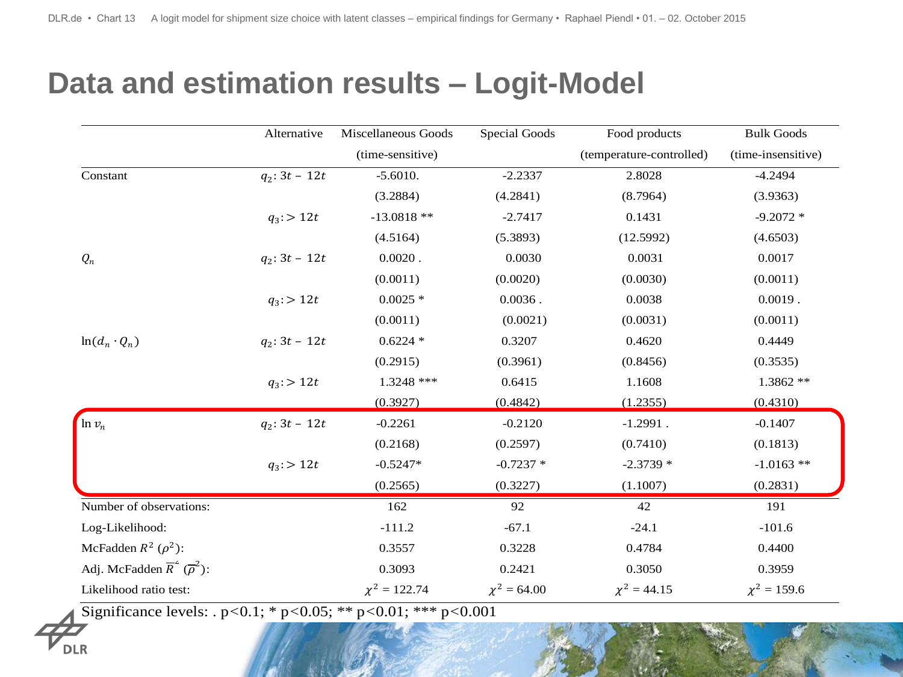# Data and estimation results – Logit-Model

| | Alternative | Miscellaneous Goods (time-sensitive) | Special Goods | Food products (temperature-controlled) | Bulk Goods (time-insensitive) |
|---|---|---|---|---|---|
| Constant | $q_2$: $3t - 12t$ | -5.6010. | -2.2337 | 2.8028 | -4.2494 |
| | | (3.2884) | (4.2841) | (8.7964) | (3.9363) |
| | $q_3$: $> 12t$ | -13.0818 ** | -2.7417 | 0.1431 | -9.2072 * |
| | | (4.5164) | (5.3893) | (12.5992) | (4.6503) |
| $Q_n$ | $q_2$: $3t - 12t$ | 0.0020 . | 0.0030 | 0.0031 | 0.0017 |
| | | (0.0011) | (0.0020) | (0.0030) | (0.0011) |
| | $q_3$: $> 12t$ | 0.0025 * | 0.0036 . | 0.0038 | 0.0019 . |
| | | (0.0011) | (0.0021) | (0.0031) | (0.0011) |
| $\ln(d_n \cdot Q_n)$ | $q_2$: $3t - 12t$ | 0.6224 * | 0.3207 | 0.4620 | 0.4449 |
| | | (0.2915) | (0.3961) | (0.8456) | (0.3535) |
| | $q_3$: $> 12t$ | 1.3248 *** | 0.6415 | 1.1608 | 1.3862 ** |
| | | (0.3927) | (0.4842) | (1.2355) | (0.4310) |
| $\ln v_n$ | $q_2$: $3t - 12t$ | -0.2261 | -0.2120 | -1.2991 . | -0.1407 |
| | | (0.2168) | (0.2597) | (0.7410) | (0.1813) |
| | $q_3$: $> 12t$ | -0.5247* | -0.7237 * | -2.3739 * | -1.0163 ** |
| | | (0.2565) | (0.3227) | (1.1007) | (0.2831) |
| Number of observations: | | 162 | 92 | 42 | 191 |
| Log-Likelihood: | | -111.2 | -67.1 | -24.1 | -101.6 |
| McFadden $R^2$ ($\rho^2$): | | 0.3557 | 0.3228 | 0.4784 | 0.4400 |
| Adj. McFadden $\bar{R}^2$ ($\bar{\rho}^2$): | | 0.3093 | 0.2421 | 0.3050 | 0.3959 |
| Likelihood ratio test: | | $\chi^2 = 122.74$ | $\chi^2 = 64.00$ | $\chi^2 = 44.15$ | $\chi^2 = 159.6$ |

Significance levels: . $p<0.1$; * $p<0.05$; ** $p<0.01$; *** $p<0.001$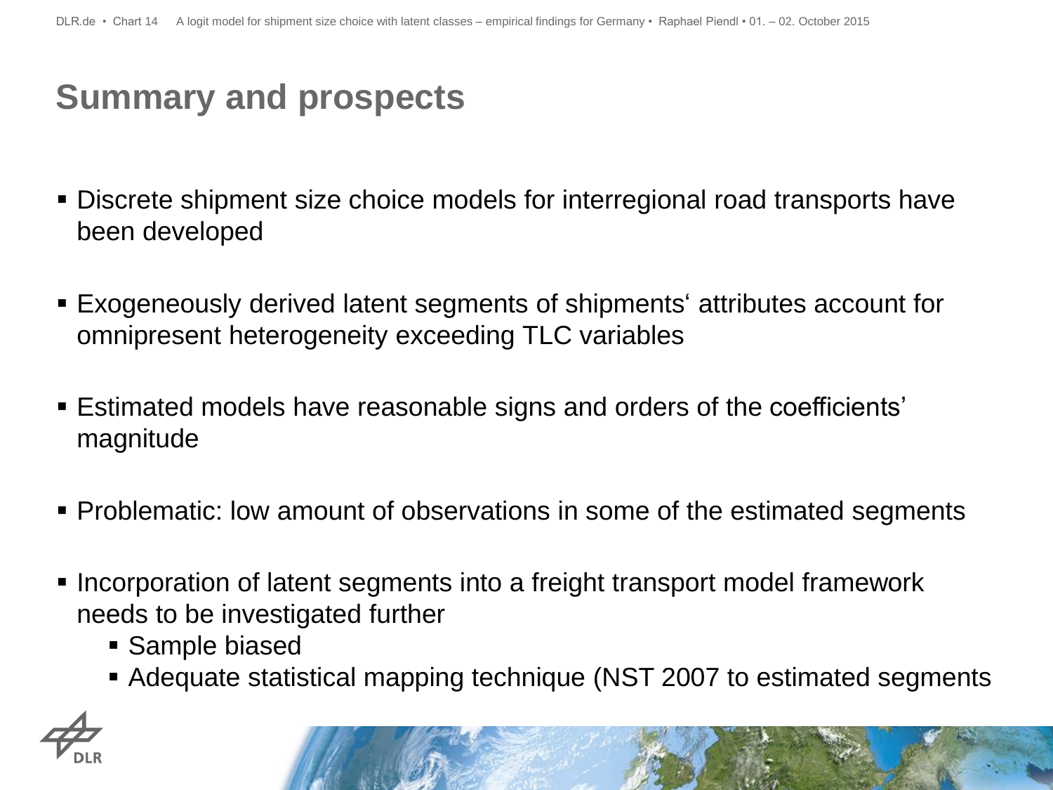# Summary and prospects

- Discrete shipment size choice models for interregional road transports have been developed
- Exogeneously derived latent segments of shipments‘ attributes account for omnipresent heterogeneity exceeding TLC variables
- Estimated models have reasonable signs and orders of the coefficients’ magnitude
- Problematic: low amount of observations in some of the estimated segments
- Incorporation of latent segments into a freight transport model framework needs to be investigated further
  - Sample biased
  - Adequate statistical mapping technique (NST 2007 to estimated segments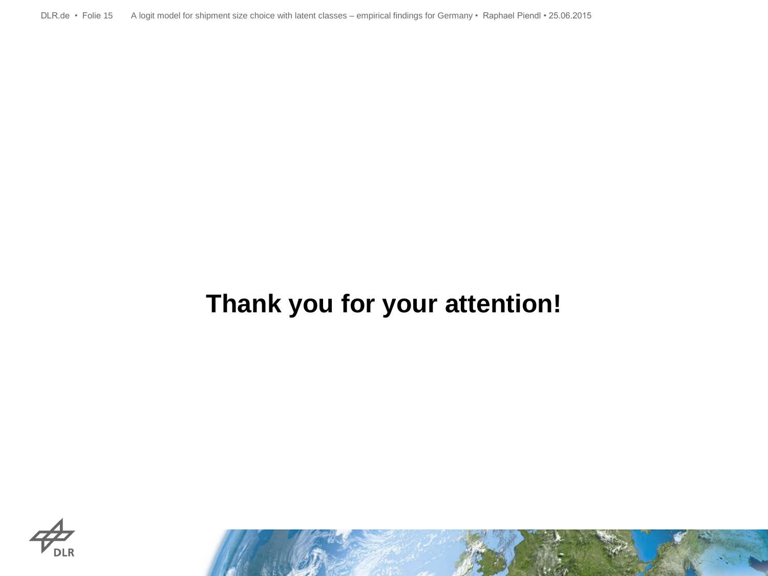**Thank you for your attention!**